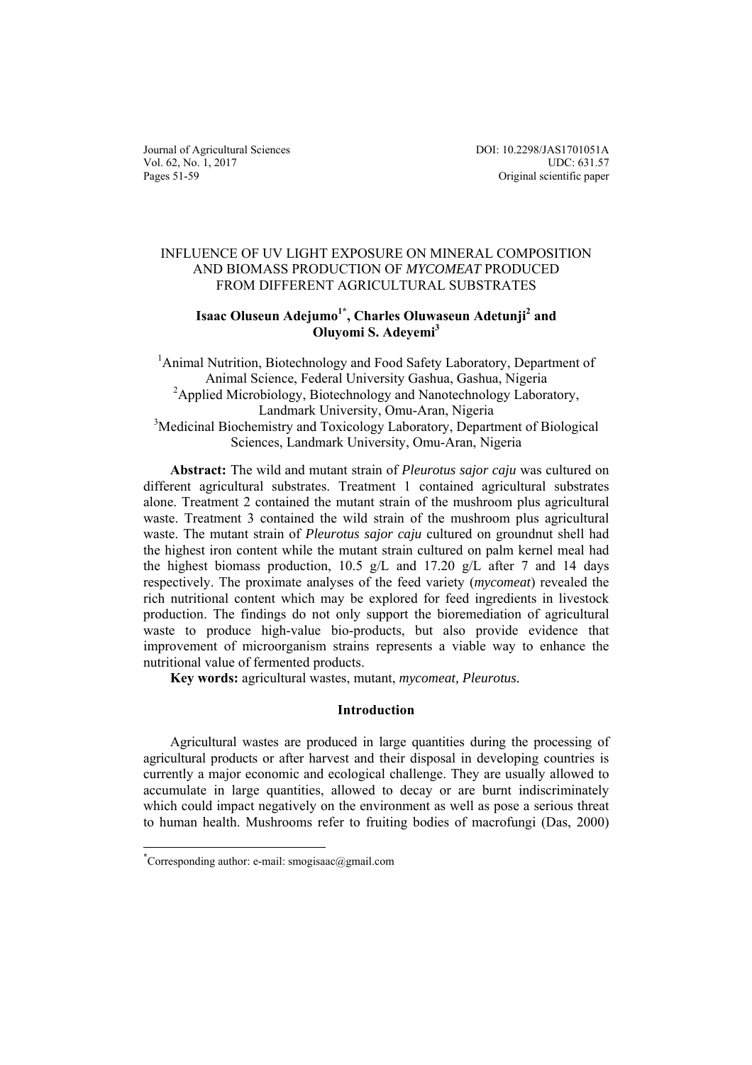# INFLUENCE OF UV LIGHT EXPOSURE ON MINERAL COMPOSITION AND BIOMASS PRODUCTION OF *MYCOMEAT* PRODUCED FROM DIFFERENT AGRICULTURAL SUBSTRATES

**Isaac Oluseun Adejumo[1*], Charles Oluwaseun Adetunji[2] and Oluyomi S. Adeyemi[3]**

[1]Animal Nutrition, Biotechnology and Food Safety Laboratory, Department of Animal Science, Federal University Gashua, Gashua, Nigeria
[2]Applied Microbiology, Biotechnology and Nanotechnology Laboratory, Landmark University, Omu-Aran, Nigeria
[3]Medicinal Biochemistry and Toxicology Laboratory, Department of Biological Sciences, Landmark University, Omu-Aran, Nigeria

**Abstract:** The wild and mutant strain of *Pleurotus sajor caju* was cultured on different agricultural substrates. Treatment 1 contained agricultural substrates alone. Treatment 2 contained the mutant strain of the mushroom plus agricultural waste. Treatment 3 contained the wild strain of the mushroom plus agricultural waste. The mutant strain of *Pleurotus sajor caju* cultured on groundnut shell had the highest iron content while the mutant strain cultured on palm kernel meal had the highest biomass production, 10.5 g/L and 17.20 g/L after 7 and 14 days respectively. The proximate analyses of the feed variety (*mycomeat*) revealed the rich nutritional content which may be explored for feed ingredients in livestock production. The findings do not only support the bioremediation of agricultural waste to produce high-value bio-products, but also provide evidence that improvement of microorganism strains represents a viable way to enhance the nutritional value of fermented products.

**Key words:** agricultural wastes, mutant, *mycomeat, Pleurotus.*

## Introduction

Agricultural wastes are produced in large quantities during the processing of agricultural products or after harvest and their disposal in developing countries is currently a major economic and ecological challenge. They are usually allowed to accumulate in large quantities, allowed to decay or are burnt indiscriminately which could impact negatively on the environment as well as pose a serious threat to human health. Mushrooms refer to fruiting bodies of macrofungi (Das, 2000)

[*]Corresponding author: e-mail: smogisaac@gmail.com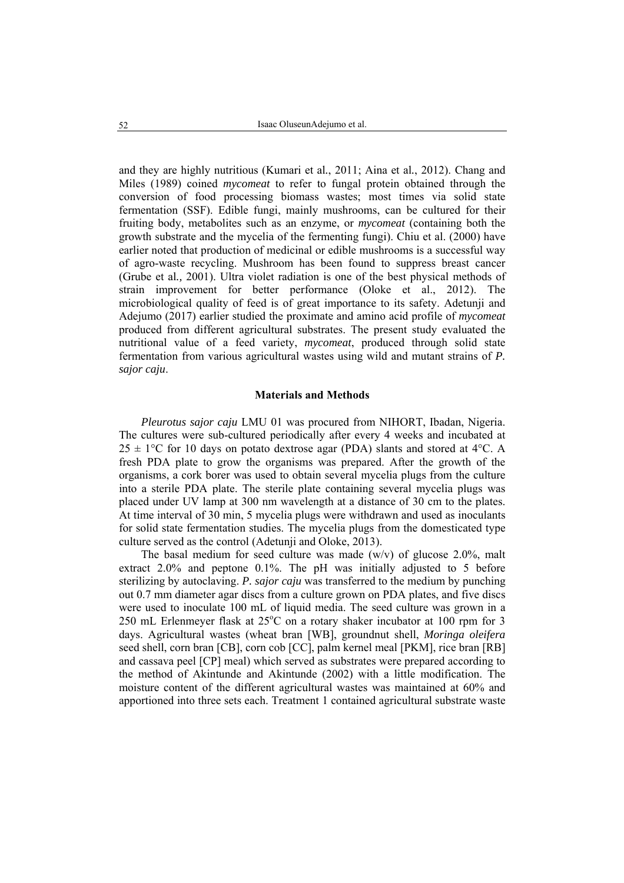and they are highly nutritious (Kumari et al., 2011; Aina et al., 2012). Chang and Miles (1989) coined *mycomeat* to refer to fungal protein obtained through the conversion of food processing biomass wastes; most times via solid state fermentation (SSF). Edible fungi, mainly mushrooms, can be cultured for their fruiting body, metabolites such as an enzyme, or *mycomeat* (containing both the growth substrate and the mycelia of the fermenting fungi). Chiu et al. (2000) have earlier noted that production of medicinal or edible mushrooms is a successful way of agro-waste recycling. Mushroom has been found to suppress breast cancer (Grube et al., 2001). Ultra violet radiation is one of the best physical methods of strain improvement for better performance (Oloke et al., 2012). The microbiological quality of feed is of great importance to its safety. Adetunji and Adejumo (2017) earlier studied the proximate and amino acid profile of *mycomeat* produced from different agricultural substrates. The present study evaluated the nutritional value of a feed variety, *mycomeat*, produced through solid state fermentation from various agricultural wastes using wild and mutant strains of *P. sajor caju*.

## Materials and Methods

*Pleurotus sajor caju* LMU 01 was procured from NIHORT, Ibadan, Nigeria. The cultures were sub-cultured periodically after every 4 weeks and incubated at $25 \pm 1$°C for 10 days on potato dextrose agar (PDA) slants and stored at 4°C. A fresh PDA plate to grow the organisms was prepared. After the growth of the organisms, a cork borer was used to obtain several mycelia plugs from the culture into a sterile PDA plate. The sterile plate containing several mycelia plugs was placed under UV lamp at 300 nm wavelength at a distance of 30 cm to the plates. At time interval of 30 min, 5 mycelia plugs were withdrawn and used as inoculants for solid state fermentation studies. The mycelia plugs from the domesticated type culture served as the control (Adetunji and Oloke, 2013).

The basal medium for seed culture was made (w/v) of glucose 2.0%, malt extract 2.0% and peptone 0.1%. The pH was initially adjusted to 5 before sterilizing by autoclaving. *P. sajor caju* was transferred to the medium by punching out 0.7 mm diameter agar discs from a culture grown on PDA plates, and five discs were used to inoculate 100 mL of liquid media. The seed culture was grown in a 250 mL Erlenmeyer flask at 25°C on a rotary shaker incubator at 100 rpm for 3 days. Agricultural wastes (wheat bran [WB], groundnut shell, *Moringa oleifera* seed shell, corn bran [CB], corn cob [CC], palm kernel meal [PKM], rice bran [RB] and cassava peel [CP] meal) which served as substrates were prepared according to the method of Akintunde and Akintunde (2002) with a little modification. The moisture content of the different agricultural wastes was maintained at 60% and apportioned into three sets each. Treatment 1 contained agricultural substrate waste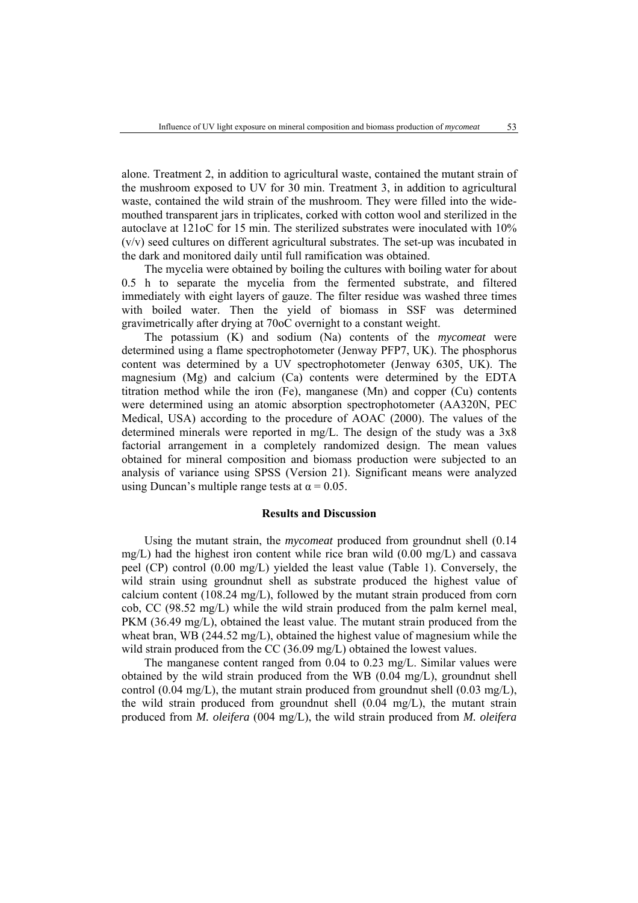alone. Treatment 2, in addition to agricultural waste, contained the mutant strain of the mushroom exposed to UV for 30 min. Treatment 3, in addition to agricultural waste, contained the wild strain of the mushroom. They were filled into the wide-mouthed transparent jars in triplicates, corked with cotton wool and sterilized in the autoclave at 121oC for 15 min. The sterilized substrates were inoculated with 10% (v/v) seed cultures on different agricultural substrates. The set-up was incubated in the dark and monitored daily until full ramification was obtained.

The mycelia were obtained by boiling the cultures with boiling water for about 0.5 h to separate the mycelia from the fermented substrate, and filtered immediately with eight layers of gauze. The filter residue was washed three times with boiled water. Then the yield of biomass in SSF was determined gravimetrically after drying at 70oC overnight to a constant weight.

The potassium (K) and sodium (Na) contents of the *mycomeat* were determined using a flame spectrophotometer (Jenway PFP7, UK). The phosphorus content was determined by a UV spectrophotometer (Jenway 6305, UK). The magnesium (Mg) and calcium (Ca) contents were determined by the EDTA titration method while the iron (Fe), manganese (Mn) and copper (Cu) contents were determined using an atomic absorption spectrophotometer (AA320N, PEC Medical, USA) according to the procedure of AOAC (2000). The values of the determined minerals were reported in mg/L. The design of the study was a 3x8 factorial arrangement in a completely randomized design. The mean values obtained for mineral composition and biomass production were subjected to an analysis of variance using SPSS (Version 21). Significant means were analyzed using Duncan's multiple range tests at $\alpha = 0.05$.

## Results and Discussion

Using the mutant strain, the *mycomeat* produced from groundnut shell (0.14 mg/L) had the highest iron content while rice bran wild (0.00 mg/L) and cassava peel (CP) control (0.00 mg/L) yielded the least value (Table 1). Conversely, the wild strain using groundnut shell as substrate produced the highest value of calcium content (108.24 mg/L), followed by the mutant strain produced from corn cob, CC (98.52 mg/L) while the wild strain produced from the palm kernel meal, PKM (36.49 mg/L), obtained the least value. The mutant strain produced from the wheat bran, WB (244.52 mg/L), obtained the highest value of magnesium while the wild strain produced from the CC (36.09 mg/L) obtained the lowest values.

The manganese content ranged from 0.04 to 0.23 mg/L. Similar values were obtained by the wild strain produced from the WB (0.04 mg/L), groundnut shell control (0.04 mg/L), the mutant strain produced from groundnut shell (0.03 mg/L), the wild strain produced from groundnut shell (0.04 mg/L), the mutant strain produced from *M. oleifera* (004 mg/L), the wild strain produced from *M. oleifera*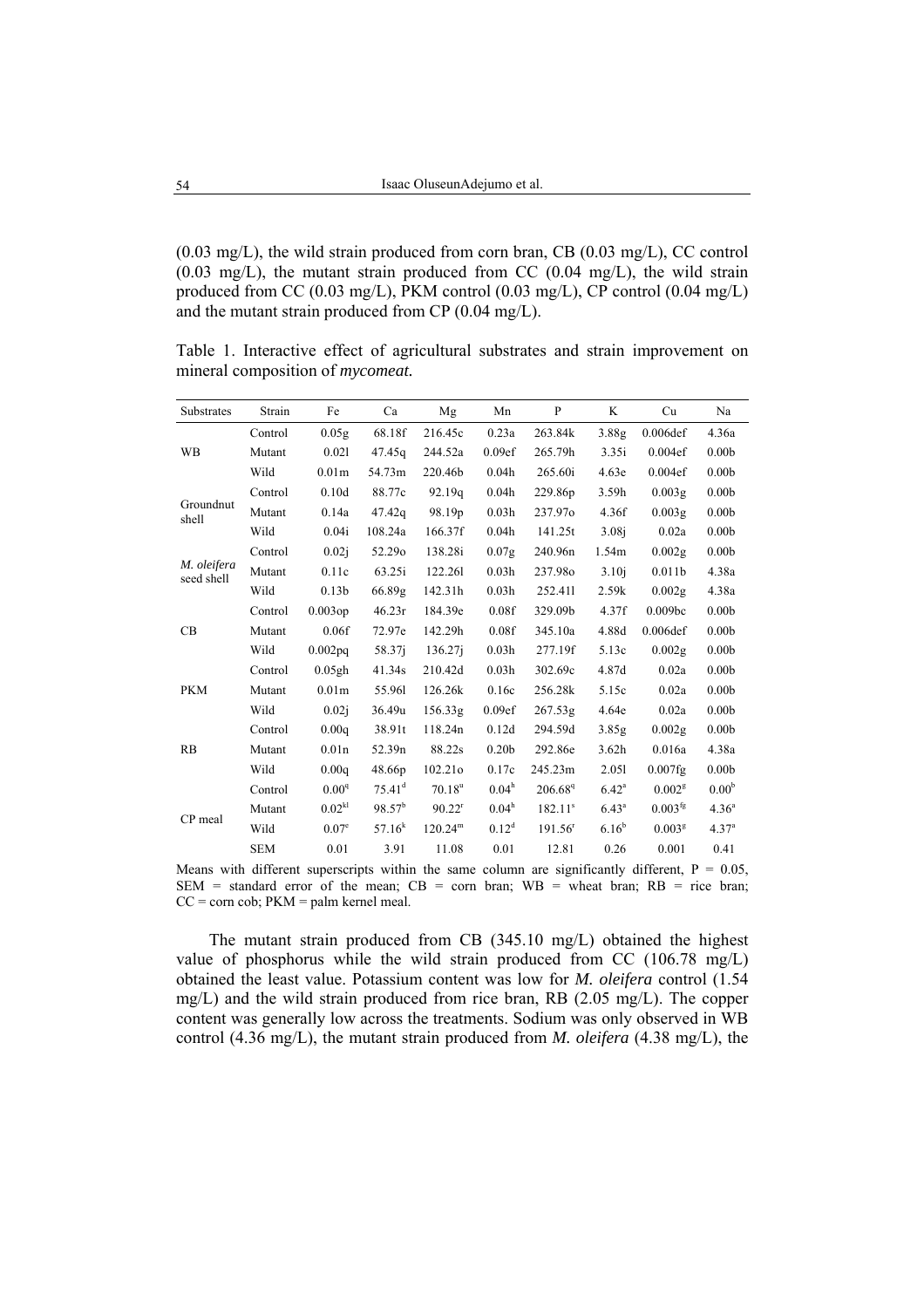(0.03 mg/L), the wild strain produced from corn bran, CB (0.03 mg/L), CC control (0.03 mg/L), the mutant strain produced from CC (0.04 mg/L), the wild strain produced from CC (0.03 mg/L), PKM control (0.03 mg/L), CP control (0.04 mg/L) and the mutant strain produced from CP (0.04 mg/L).

Table 1. Interactive effect of agricultural substrates and strain improvement on mineral composition of *mycomeat.*

| Substrates | Strain | Fe | Ca | Mg | Mn | P | K | Cu | Na |
|---|---|---|---|---|---|---|---|---|---|
| WB | Control | 0.05g | 68.18f | 216.45c | 0.23a | 263.84k | 3.88g | 0.006def | 4.36a |
| | Mutant | 0.02l | 47.45q | 244.52a | 0.09ef | 265.79h | 3.35i | 0.004ef | 0.00b |
| | Wild | 0.01m | 54.73m | 220.46b | 0.04h | 265.60i | 4.63e | 0.004ef | 0.00b |
| Groundnut shell | Control | 0.10d | 88.77c | 92.19q | 0.04h | 229.86p | 3.59h | 0.003g | 0.00b |
| | Mutant | 0.14a | 47.42q | 98.19p | 0.03h | 237.97o | 4.36f | 0.003g | 0.00b |
| | Wild | 0.04i | 108.24a | 166.37f | 0.04h | 141.25t | 3.08j | 0.02a | 0.00b |
| *M. oleifera* seed shell | Control | 0.02j | 52.29o | 138.28i | 0.07g | 240.96n | 1.54m | 0.002g | 0.00b |
| | Mutant | 0.11c | 63.25i | 122.26l | 0.03h | 237.98o | 3.10j | 0.011b | 4.38a |
| | Wild | 0.13b | 66.89g | 142.31h | 0.03h | 252.41l | 2.59k | 0.002g | 4.38a |
| CB | Control | 0.003op | 46.23r | 184.39e | 0.08f | 329.09b | 4.37f | 0.009bc | 0.00b |
| | Mutant | 0.06f | 72.97e | 142.29h | 0.08f | 345.10a | 4.88d | 0.006def | 0.00b |
| | Wild | 0.002pq | 58.37j | 136.27j | 0.03h | 277.19f | 5.13c | 0.002g | 0.00b |
| PKM | Control | 0.05gh | 41.34s | 210.42d | 0.03h | 302.69c | 4.87d | 0.02a | 0.00b |
| | Mutant | 0.01m | 55.96l | 126.26k | 0.16c | 256.28k | 5.15c | 0.02a | 0.00b |
| | Wild | 0.02j | 36.49u | 156.33g | 0.09ef | 267.53g | 4.64e | 0.02a | 0.00b |
| RB | Control | 0.00q | 38.91t | 118.24n | 0.12d | 294.59d | 3.85g | 0.002g | 0.00b |
| | Mutant | 0.01n | 52.39n | 88.22s | 0.20b | 292.86e | 3.62h | 0.016a | 4.38a |
| | Wild | 0.00q | 48.66p | 102.21o | 0.17c | 245.23m | 2.05l | 0.007fg | 0.00b |
| CP meal | Control | $0.00^{q}$ | $75.41^{d}$ | $70.18^{u}$ | $0.04^{h}$ | $206.68^{q}$ | $6.42^{a}$ | $0.002^{g}$ | $0.00^{b}$ |
| | Mutant | $0.02^{kl}$ | $98.57^{b}$ | $90.22^{r}$ | $0.04^{h}$ | $182.11^{s}$ | $6.43^{a}$ | $0.003^{fg}$ | $4.36^{a}$ |
| | Wild | $0.07^{e}$ | $57.16^{k}$ | $120.24^{m}$ | $0.12^{d}$ | $191.56^{r}$ | $6.16^{b}$ | $0.003^{g}$ | $4.37^{a}$ |
| | SEM | 0.01 | 3.91 | 11.08 | 0.01 | 12.81 | 0.26 | 0.001 | 0.41 |

Means with different superscripts within the same column are significantly different, P = 0.05, SEM = standard error of the mean; CB = corn bran; WB = wheat bran; RB = rice bran; CC = corn cob; PKM = palm kernel meal.

The mutant strain produced from CB (345.10 mg/L) obtained the highest value of phosphorus while the wild strain produced from CC (106.78 mg/L) obtained the least value. Potassium content was low for *M. oleifera* control (1.54 mg/L) and the wild strain produced from rice bran, RB (2.05 mg/L). The copper content was generally low across the treatments. Sodium was only observed in WB control (4.36 mg/L), the mutant strain produced from *M. oleifera* (4.38 mg/L), the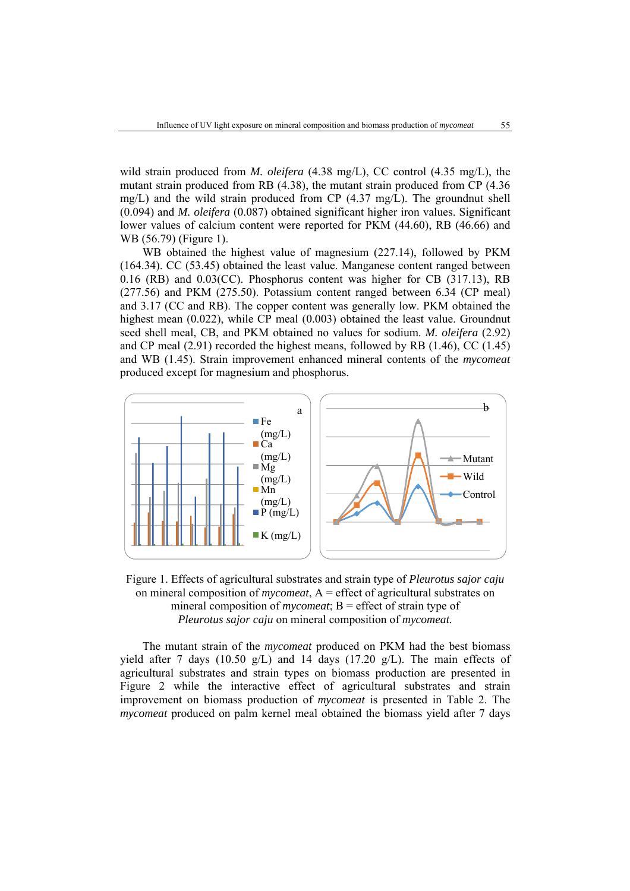wild strain produced from *M. oleifera* (4.38 mg/L), CC control (4.35 mg/L), the mutant strain produced from RB (4.38), the mutant strain produced from CP (4.36 mg/L) and the wild strain produced from CP (4.37 mg/L). The groundnut shell (0.094) and *M. oleifera* (0.087) obtained significant higher iron values. Significant lower values of calcium content were reported for PKM (44.60), RB (46.66) and WB (56.79) (Figure 1).

WB obtained the highest value of magnesium (227.14), followed by PKM (164.34). CC (53.45) obtained the least value. Manganese content ranged between 0.16 (RB) and 0.03(CC). Phosphorus content was higher for CB (317.13), RB (277.56) and PKM (275.50). Potassium content ranged between 6.34 (CP meal) and 3.17 (CC and RB). The copper content was generally low. PKM obtained the highest mean (0.022), while CP meal (0.003) obtained the least value. Groundnut seed shell meal, CB, and PKM obtained no values for sodium. *M. oleifera* (2.92) and CP meal (2.91) recorded the highest means, followed by RB (1.46), CC (1.45) and WB (1.45). Strain improvement enhanced mineral contents of the *mycomeat* produced except for magnesium and phosphorus.

Figure 1. Effects of agricultural substrates and strain type of *Pleurotus sajor caju* on mineral composition of *mycomeat*, A = effect of agricultural substrates on mineral composition of *mycomeat*; B = effect of strain type of *Pleurotus sajor caju* on mineral composition of *mycomeat.*

The mutant strain of the *mycomeat* produced on PKM had the best biomass yield after 7 days (10.50 g/L) and 14 days (17.20 g/L). The main effects of agricultural substrates and strain types on biomass production are presented in Figure 2 while the interactive effect of agricultural substrates and strain improvement on biomass production of *mycomeat* is presented in Table 2. The *mycomeat* produced on palm kernel meal obtained the biomass yield after 7 days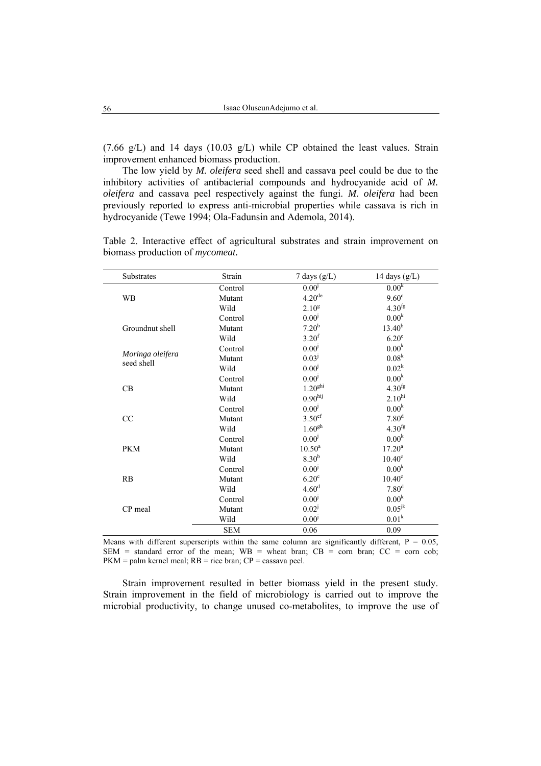(7.66 g/L) and 14 days (10.03 g/L) while CP obtained the least values. Strain improvement enhanced biomass production.

The low yield by *M. oleifera* seed shell and cassava peel could be due to the inhibitory activities of antibacterial compounds and hydrocyanide acid of *M. oleifera* and cassava peel respectively against the fungi. *M. oleifera* had been previously reported to express anti-microbial properties while cassava is rich in hydrocyanide (Tewe 1994; Ola-Fadunsin and Ademola, 2014).

Table 2. Interactive effect of agricultural substrates and strain improvement on biomass production of *mycomeat.*

| Substrates | Strain | 7 days (g/L) | 14 days (g/L) |
|---|---|---|---|
| WB | Control | $0.00^{j}$ | $0.00^{k}$ |
| | Mutant | $4.20^{de}$ | $9.60^{c}$ |
| | Wild | $2.10^{g}$ | $4.30^{fg}$ |
| Groundnut shell | Control | $0.00^{j}$ | $0.00^{k}$ |
| | Mutant | $7.20^{b}$ | $13.40^{b}$ |
| | Wild | $3.20^{f}$ | $6.20^{e}$ |
| *Moringa oleifera* seed shell | Control | $0.00^{j}$ | $0.00^{k}$ |
| | Mutant | $0.03^{j}$ | $0.08^{k}$ |
| | Wild | $0.00^{j}$ | $0.02^{k}$ |
| CB | Control | $0.00^{j}$ | $0.00^{k}$ |
| | Mutant | $1.20^{ghi}$ | $4.30^{fg}$ |
| | Wild | $0.90^{hij}$ | $2.10^{hi}$ |
| CC | Control | $0.00^{j}$ | $0.00^{k}$ |
| | Mutant | $3.50^{ef}$ | $7.80^{d}$ |
| | Wild | $1.60^{gh}$ | $4.30^{fg}$ |
| PKM | Control | $0.00^{j}$ | $0.00^{k}$ |
| | Mutant | $10.50^{a}$ | $17.20^{a}$ |
| | Wild | $8.30^{b}$ | $10.40^{c}$ |
| RB | Control | $0.00^{j}$ | $0.00^{k}$ |
| | Mutant | $6.20^{c}$ | $10.40^{c}$ |
| | Wild | $4.60^{d}$ | $7.80^{d}$ |
| CP meal | Control | $0.00^{j}$ | $0.00^{k}$ |
| | Mutant | $0.02^{j}$ | $0.05^{jk}$ |
| | Wild | $0.00^{j}$ | $0.01^{k}$ |
| | SEM | 0.06 | 0.09 |

Means with different superscripts within the same column are significantly different, P = 0.05, SEM = standard error of the mean; WB = wheat bran; CB = corn bran; CC = corn cob; PKM = palm kernel meal; RB = rice bran; CP = cassava peel.

Strain improvement resulted in better biomass yield in the present study. Strain improvement in the field of microbiology is carried out to improve the microbial productivity, to change unused co-metabolites, to improve the use of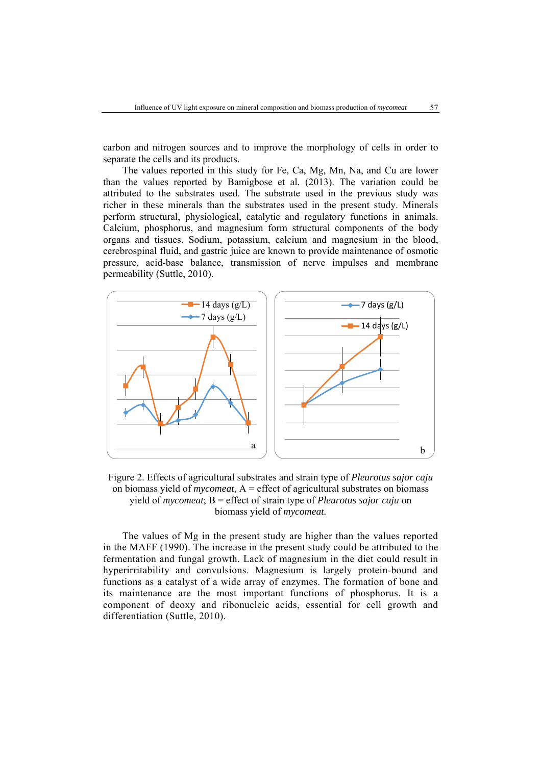carbon and nitrogen sources and to improve the morphology of cells in order to separate the cells and its products.

The values reported in this study for Fe, Ca, Mg, Mn, Na, and Cu are lower than the values reported by Bamigbose et al. (2013). The variation could be attributed to the substrates used. The substrate used in the previous study was richer in these minerals than the substrates used in the present study. Minerals perform structural, physiological, catalytic and regulatory functions in animals. Calcium, phosphorus, and magnesium form structural components of the body organs and tissues. Sodium, potassium, calcium and magnesium in the blood, cerebrospinal fluid, and gastric juice are known to provide maintenance of osmotic pressure, acid-base balance, transmission of nerve impulses and membrane permeability (Suttle, 2010).

Figure 2. Effects of agricultural substrates and strain type of *Pleurotus sajor caju* on biomass yield of *mycomeat*, A = effect of agricultural substrates on biomass yield of *mycomeat*; B = effect of strain type of *Pleurotus sajor caju* on biomass yield of *mycomeat.*

The values of Mg in the present study are higher than the values reported in the MAFF (1990). The increase in the present study could be attributed to the fermentation and fungal growth. Lack of magnesium in the diet could result in hyperirritability and convulsions. Magnesium is largely protein-bound and functions as a catalyst of a wide array of enzymes. The formation of bone and its maintenance are the most important functions of phosphorus. It is a component of deoxy and ribonucleic acids, essential for cell growth and differentiation (Suttle, 2010).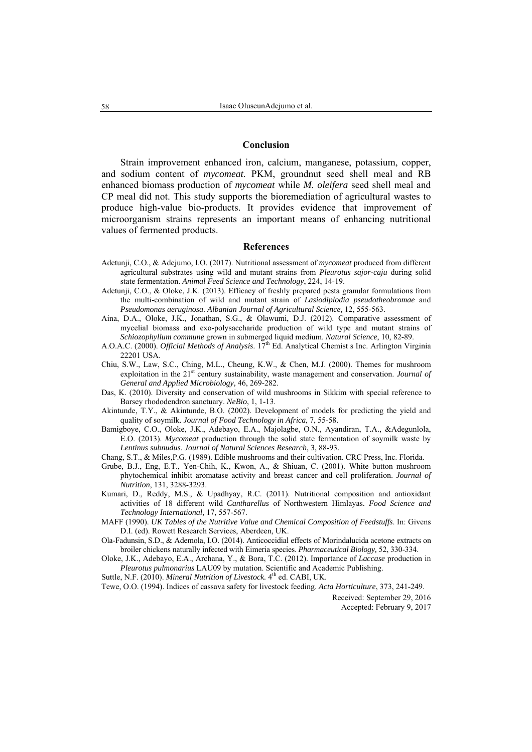## Conclusion

Strain improvement enhanced iron, calcium, manganese, potassium, copper, and sodium content of *mycomeat.* PKM, groundnut seed shell meal and RB enhanced biomass production of *mycomeat* while *M. oleifera* seed shell meal and CP meal did not. This study supports the bioremediation of agricultural wastes to produce high-value bio-products. It provides evidence that improvement of microorganism strains represents an important means of enhancing nutritional values of fermented products.

## References

Adetunji, C.O., & Adejumo, I.O. (2017). Nutritional assessment of *mycomeat* produced from different agricultural substrates using wild and mutant strains from *Pleurotus sajor-caju* during solid state fermentation. *Animal Feed Science and Technology*, 224, 14-19.

Adetunji, C.O., & Oloke, J.K. (2013). Efficacy of freshly prepared pesta granular formulations from the multi-combination of wild and mutant strain of *Lasiodiplodia pseudotheobromae* and *Pseudomonas aeruginosa*. *Albanian Journal of Agricultural Science,* 12, 555-563.

Aina, D.A., Oloke, J.K., Jonathan, S.G., & Olawumi, D.J. (2012). Comparative assessment of mycelial biomass and exo-polysaccharide production of wild type and mutant strains of *Schiozophyllum commune* grown in submerged liquid medium. *Natural Science*, 10, 82-89.

A.O.A.C. (2000). *Official Methods of Analysis*. 17th Ed. Analytical Chemist s Inc. Arlington Virginia 22201 USA.

Chiu, S.W., Law, S.C., Ching, M.L., Cheung, K.W., & Chen, M.J. (2000). Themes for mushroom exploitation in the 21st century sustainability, waste management and conservation. *Journal of General and Applied Microbiology,* 46, 269-282.

Das, K. (2010). Diversity and conservation of wild mushrooms in Sikkim with special reference to Barsey rhododendron sanctuary. *NeBio*, 1, 1-13.

Akintunde, T.Y., & Akintunde, B.O. (2002). Development of models for predicting the yield and quality of soymilk. *Journal of Food Technology in Africa*, 7, 55-58.

Bamigboye, C.O., Oloke, J.K., Adebayo, E.A., Majolagbe, O.N., Ayandiran, T.A., &Adegunlola, E.O. (2013). *Mycomeat* production through the solid state fermentation of soymilk waste by *Lentinus subnudus*. *Journal of Natural Sciences Research*, 3, 88-93.

Chang, S.T., & Miles,P.G. (1989). Edible mushrooms and their cultivation. CRC Press, Inc. Florida.

Grube, B.J., Eng, E.T., Yen-Chih, K., Kwon, A., & Shiuan, C. (2001). White button mushroom phytochemical inhibit aromatase activity and breast cancer and cell proliferation. *Journal of Nutrition*, 131, 3288-3293.

Kumari, D., Reddy, M.S., & Upadhyay, R.C. (2011). Nutritional composition and antioxidant activities of 18 different wild *Cantharellus* of Northwestern Himlayas. *Food Science and Technology International,* 17, 557-567.

MAFF (1990). *UK Tables of the Nutritive Value and Chemical Composition of Feedstuffs*. In: Givens D.I. (ed). Rowett Research Services, Aberdeen, UK.

Ola-Fadunsin, S.D., & Ademola, I.O. (2014). Anticoccidial effects of Morindalucida acetone extracts on broiler chickens naturally infected with Eimeria species. *Pharmaceutical Biology,* 52, 330-334.

Oloke, J.K., Adebayo, E.A., Archana, Y., & Bora, T.C. (2012). Importance of *Laccase* production in *Pleurotus pulmonarius* LAU09 by mutation. Scientific and Academic Publishing.

Suttle, N.F. (2010). *Mineral Nutrition of Livestock*. 4th ed. CABI, UK.

Tewe, O.O. (1994). Indices of cassava safety for livestock feeding. *Acta Horticulture*, 373, 241-249.

Received: September 29, 2016

Accepted: February 9, 2017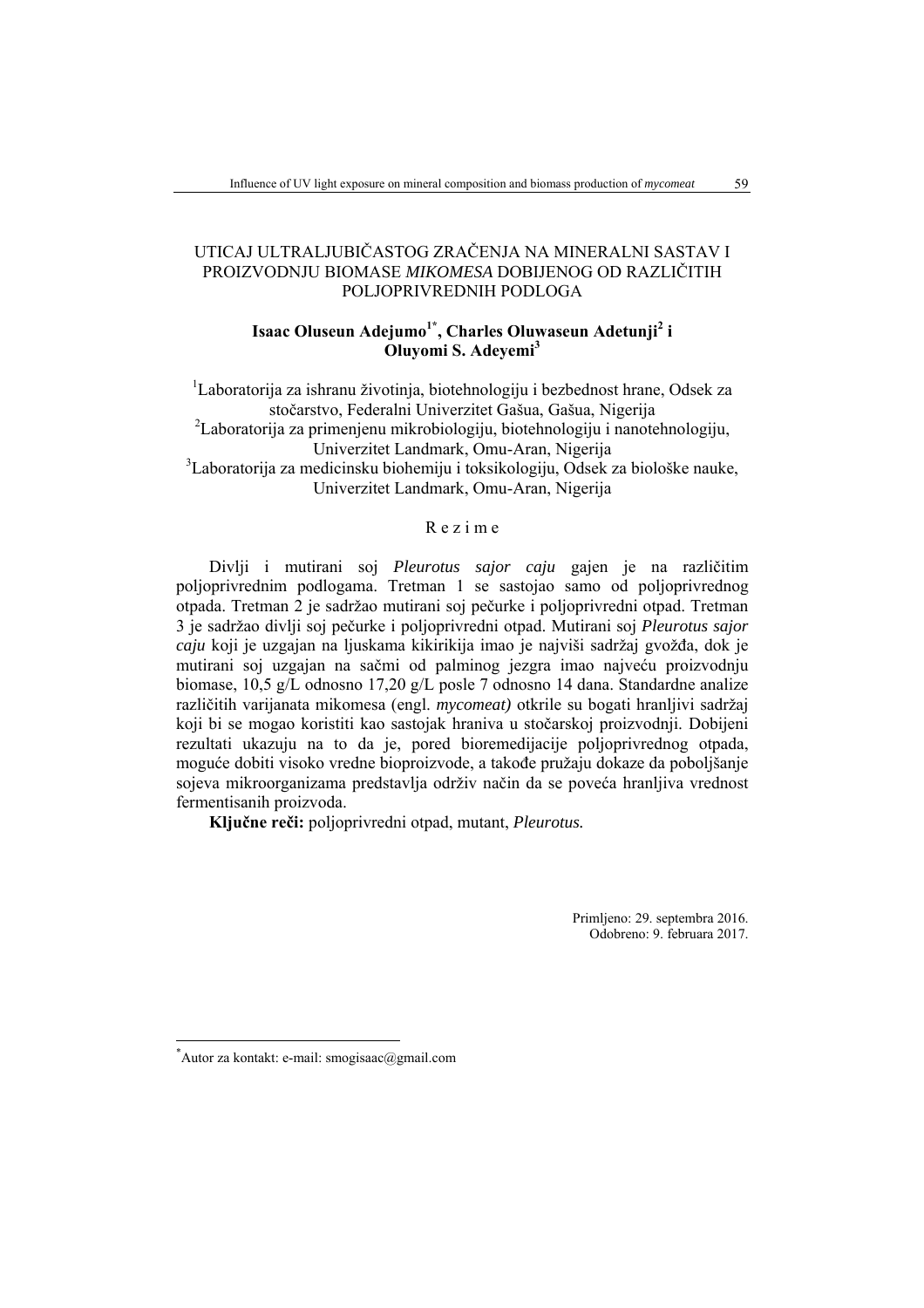# UTICAJ ULTRALJUBIČASTOG ZRAČENJA NA MINERALNI SASTAV I PROIZVODNJU BIOMASE *MIKOMESA* DOBIJENOG OD RAZLIČITIH POLJOPRIVREDNIH PODLOGA

**Isaac Oluseun Adejumo[1*], Charles Oluwaseun Adetunji[2] i Oluyomi S. Adeyemi[3]**

[1]Laboratorija za ishranu životinja, biotehnologiju i bezbednost hrane, Odsek za stočarstvo, Federalni Univerzitet Gašua, Gašua, Nigerija
[2]Laboratorija za primenjenu mikrobiologiju, biotehnologiju i nanotehnologiju, Univerzitet Landmark, Omu-Aran, Nigerija
[3]Laboratorija za medicinsku biohemiju i toksikologiju, Odsek za biološke nauke, Univerzitet Landmark, Omu-Aran, Nigerija

## R e z i m e

Divlji i mutirani soj *Pleurotus sajor caju* gajen je na različitim poljoprivrednim podlogama. Tretman 1 se sastojao samo od poljoprivrednog otpada. Tretman 2 je sadržao mutirani soj pečurke i poljoprivredni otpad. Tretman 3 je sadržao divlji soj pečurke i poljoprivredni otpad. Mutirani soj *Pleurotus sajor caju* koji je uzgajan na ljuskama kikirikija imao je najviši sadržaj gvožđa, dok je mutirani soj uzgajan na sačmi od palminog jezgra imao najveću proizvodnju biomase, 10,5 g/L odnosno 17,20 g/L posle 7 odnosno 14 dana. Standardne analize različitih varijanata mikomesa (engl. *mycomeat)* otkrile su bogati hranljivi sadržaj koji bi se mogao koristiti kao sastojak hraniva u stočarskoj proizvodnji. Dobijeni rezultati ukazuju na to da je, pored bioremedijacije poljoprivrednog otpada, moguće dobiti visoko vredne bioproizvode, a takođe pružaju dokaze da poboljšanje sojeva mikroorganizama predstavlja održiv način da se poveća hranljiva vrednost fermentisanih proizvoda.

**Ključne reči:** poljoprivredni otpad, mutant, *Pleurotus.*

Primljeno: 29. septembra 2016.
Odobreno: 9. februara 2017.

---

*Autor za kontakt: e-mail: smogisaac@gmail.com